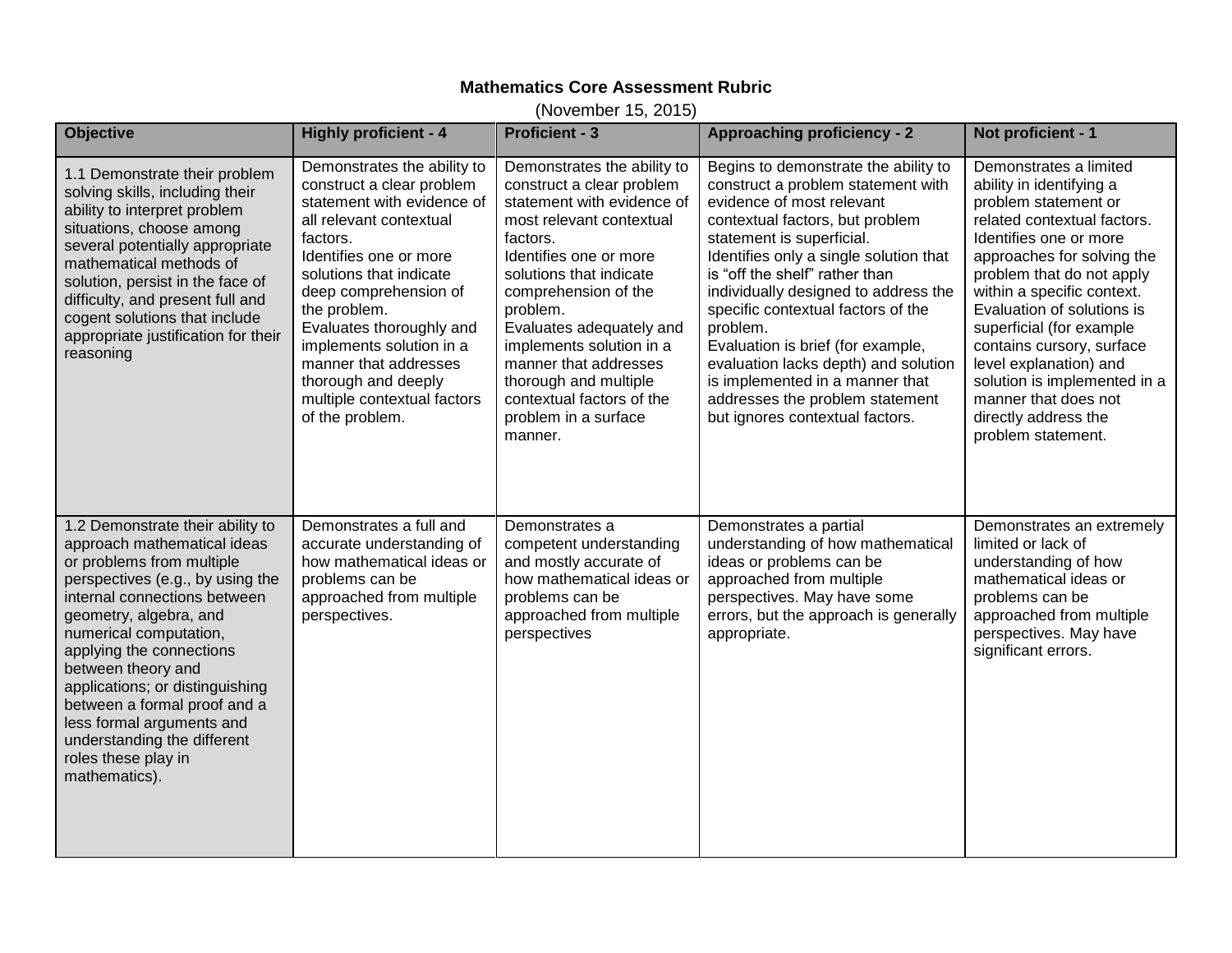**Mathematics Core Assessment Rubric**

(November 15, 2015)

| Objective | Highly proficient - 4 | Proficient - 3 | Approaching proficiency - 2 | Not proficient - 1 |
|---|---|---|---|---|
| 1.1 Demonstrate their problem solving skills, including their ability to interpret problem situations, choose among several potentially appropriate mathematical methods of solution, persist in the face of difficulty, and present full and cogent solutions that include appropriate justification for their reasoning | Demonstrates the ability to construct a clear problem statement with evidence of all relevant contextual factors.<br>Identifies one or more solutions that indicate deep comprehension of the problem.<br>Evaluates thoroughly and implements solution in a manner that addresses thorough and deeply multiple contextual factors of the problem. | Demonstrates the ability to construct a clear problem statement with evidence of most relevant contextual factors.<br>Identifies one or more solutions that indicate comprehension of the problem.<br>Evaluates adequately and implements solution in a manner that addresses thorough and multiple contextual factors of the problem in a surface manner. | Begins to demonstrate the ability to construct a problem statement with evidence of most relevant contextual factors, but problem statement is superficial.<br>Identifies only a single solution that is "off the shelf" rather than individually designed to address the specific contextual factors of the problem.<br>Evaluation is brief (for example, evaluation lacks depth) and solution is implemented in a manner that addresses the problem statement but ignores contextual factors. | Demonstrates a limited ability in identifying a problem statement or related contextual factors.<br>Identifies one or more approaches for solving the problem that do not apply within a specific context.<br>Evaluation of solutions is superficial (for example contains cursory, surface level explanation) and solution is implemented in a manner that does not directly address the problem statement. |
| 1.2 Demonstrate their ability to approach mathematical ideas or problems from multiple perspectives (e.g., by using the internal connections between geometry, algebra, and numerical computation, applying the connections between theory and applications; or distinguishing between a formal proof and a less formal arguments and understanding the different roles these play in mathematics). | Demonstrates a full and accurate understanding of how mathematical ideas or problems can be approached from multiple perspectives. | Demonstrates a competent understanding and mostly accurate of how mathematical ideas or problems can be approached from multiple perspectives | Demonstrates a partial understanding of how mathematical ideas or problems can be approached from multiple perspectives. May have some errors, but the approach is generally appropriate. | Demonstrates an extremely limited or lack of understanding of how mathematical ideas or problems can be approached from multiple perspectives. May have significant errors. |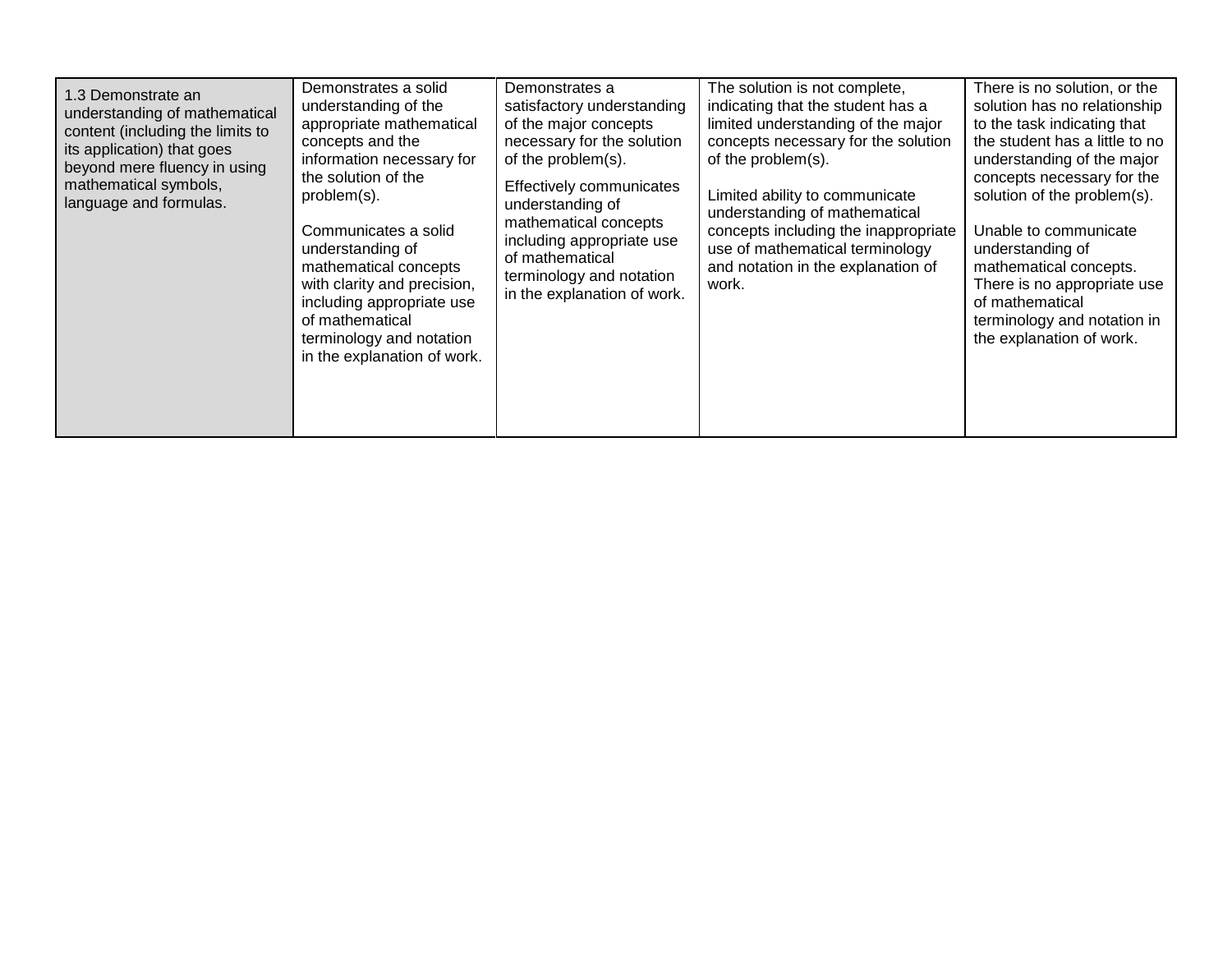| | | | | |
|---|---|---|---|---|
| 1.3 Demonstrate an understanding of mathematical content (including the limits to its application) that goes beyond mere fluency in using mathematical symbols, language and formulas. | Demonstrates a solid understanding of the appropriate mathematical concepts and the information necessary for the solution of the problem(s).<br><br>Communicates a solid understanding of mathematical concepts with clarity and precision, including appropriate use of mathematical terminology and notation in the explanation of work. | Demonstrates a satisfactory understanding of the major concepts necessary for the solution of the problem(s).<br><br>Effectively communicates understanding of mathematical concepts including appropriate use of mathematical terminology and notation in the explanation of work. | The solution is not complete, indicating that the student has a limited understanding of the major concepts necessary for the solution of the problem(s).<br><br>Limited ability to communicate understanding of mathematical concepts including the inappropriate use of mathematical terminology and notation in the explanation of work. | There is no solution, or the solution has no relationship to the task indicating that the student has a little to no understanding of the major concepts necessary for the solution of the problem(s).<br><br>Unable to communicate understanding of mathematical concepts. There is no appropriate use of mathematical terminology and notation in the explanation of work. |